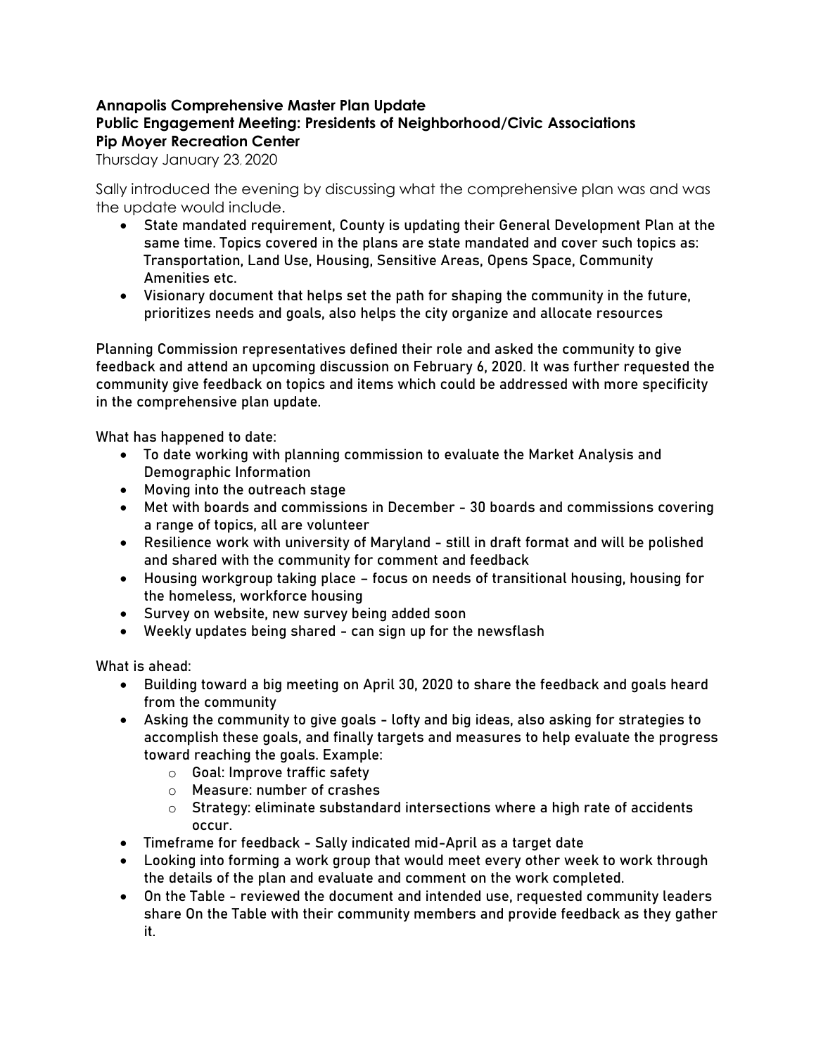**Annapolis Comprehensive Master Plan Update**
**Public Engagement Meeting: Presidents of Neighborhood/Civic Associations**
**Pip Moyer Recreation Center**
Thursday January 23, 2020

Sally introduced the evening by discussing what the comprehensive plan was and was the update would include.

- State mandated requirement, County is updating their General Development Plan at the same time. Topics covered in the plans are state mandated and cover such topics as: Transportation, Land Use, Housing, Sensitive Areas, Opens Space, Community Amenities etc.
- Visionary document that helps set the path for shaping the community in the future, prioritizes needs and goals, also helps the city organize and allocate resources

Planning Commission representatives defined their role and asked the community to give feedback and attend an upcoming discussion on February 6, 2020. It was further requested the community give feedback on topics and items which could be addressed with more specificity in the comprehensive plan update.

What has happened to date:

- To date working with planning commission to evaluate the Market Analysis and Demographic Information
- Moving into the outreach stage
- Met with boards and commissions in December - 30 boards and commissions covering a range of topics, all are volunteer
- Resilience work with university of Maryland - still in draft format and will be polished and shared with the community for comment and feedback
- Housing workgroup taking place – focus on needs of transitional housing, housing for the homeless, workforce housing
- Survey on website, new survey being added soon
- Weekly updates being shared - can sign up for the newsflash

What is ahead:

- Building toward a big meeting on April 30, 2020 to share the feedback and goals heard from the community
- Asking the community to give goals - lofty and big ideas, also asking for strategies to accomplish these goals, and finally targets and measures to help evaluate the progress toward reaching the goals. Example:
  - Goal: Improve traffic safety
  - Measure: number of crashes
  - Strategy: eliminate substandard intersections where a high rate of accidents occur.
- Timeframe for feedback - Sally indicated mid-April as a target date
- Looking into forming a work group that would meet every other week to work through the details of the plan and evaluate and comment on the work completed.
- On the Table - reviewed the document and intended use, requested community leaders share On the Table with their community members and provide feedback as they gather it.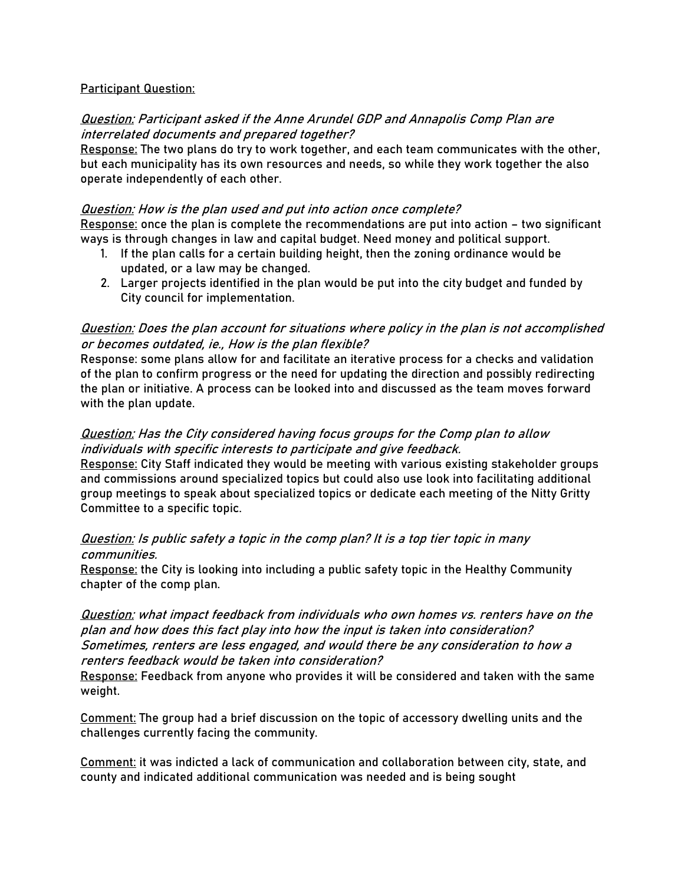<u>Participant Question:</u>

*<u>Question:</u> Participant asked if the Anne Arundel GDP and Annapolis Comp Plan are interrelated documents and prepared together?*
<u>Response:</u> The two plans do try to work together, and each team communicates with the other, but each municipality has its own resources and needs, so while they work together the also operate independently of each other.

*<u>Question:</u> How is the plan used and put into action once complete?*
<u>Response:</u> once the plan is complete the recommendations are put into action – two significant ways is through changes in law and capital budget. Need money and political support.

1. If the plan calls for a certain building height, then the zoning ordinance would be updated, or a law may be changed.
2. Larger projects identified in the plan would be put into the city budget and funded by City council for implementation.

*<u>Question:</u> Does the plan account for situations where policy in the plan is not accomplished or becomes outdated, ie., How is the plan flexible?*
Response: some plans allow for and facilitate an iterative process for a checks and validation of the plan to confirm progress or the need for updating the direction and possibly redirecting the plan or initiative. A process can be looked into and discussed as the team moves forward with the plan update.

*<u>Question:</u> Has the City considered having focus groups for the Comp plan to allow individuals with specific interests to participate and give feedback.*
<u>Response:</u> City Staff indicated they would be meeting with various existing stakeholder groups and commissions around specialized topics but could also use look into facilitating additional group meetings to speak about specialized topics or dedicate each meeting of the Nitty Gritty Committee to a specific topic.

*<u>Question:</u> Is public safety a topic in the comp plan? It is a top tier topic in many communities.*
<u>Response:</u> the City is looking into including a public safety topic in the Healthy Community chapter of the comp plan.

*<u>Question:</u> what impact feedback from individuals who own homes vs. renters have on the plan and how does this fact play into how the input is taken into consideration? Sometimes, renters are less engaged, and would there be any consideration to how a renters feedback would be taken into consideration?*
<u>Response:</u> Feedback from anyone who provides it will be considered and taken with the same weight.

<u>Comment:</u> The group had a brief discussion on the topic of accessory dwelling units and the challenges currently facing the community.

<u>Comment:</u> it was indicted a lack of communication and collaboration between city, state, and county and indicated additional communication was needed and is being sought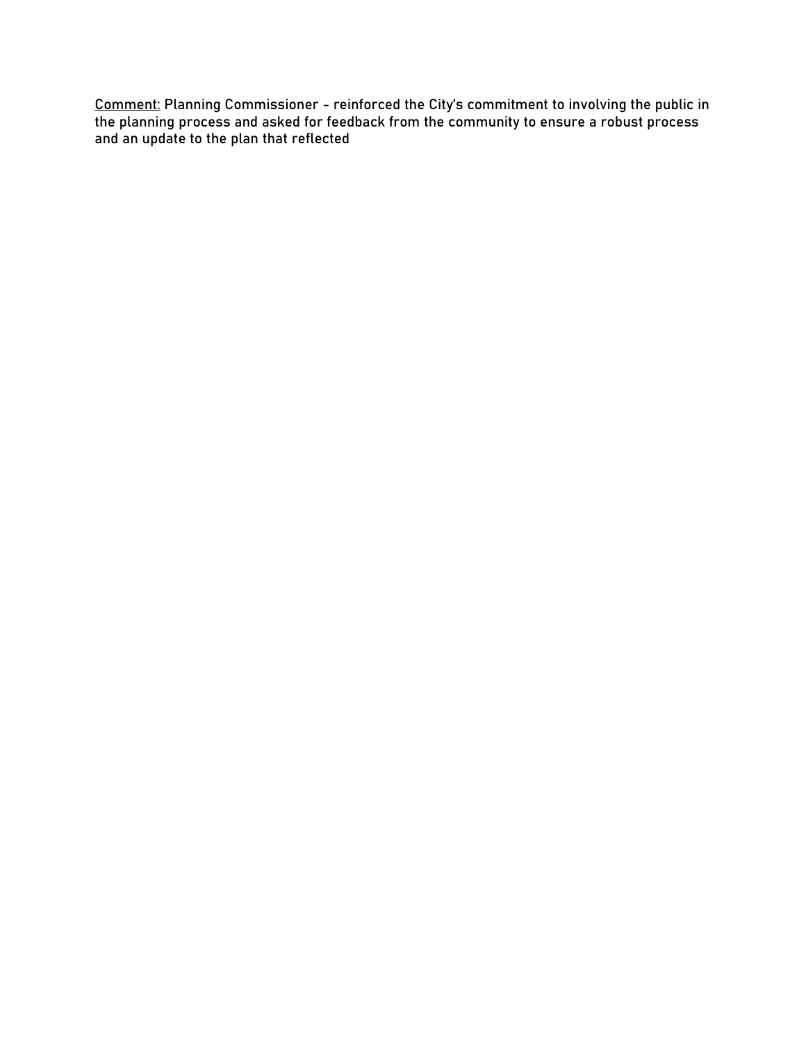<u>Comment:</u> Planning Commissioner - reinforced the City's commitment to involving the public in the planning process and asked for feedback from the community to ensure a robust process and an update to the plan that reflected